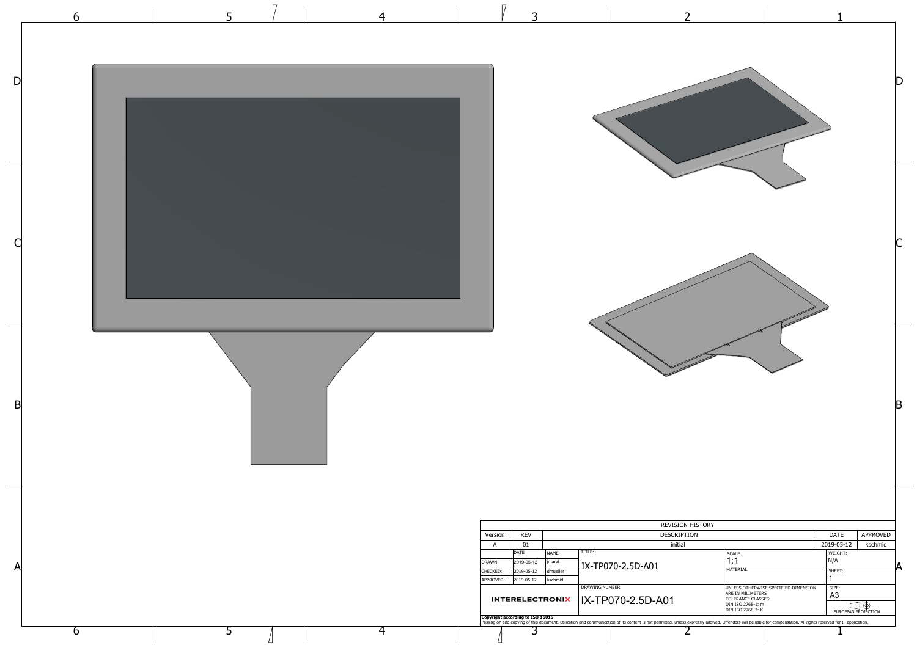| REVISION HISTORY | | | | |
|---|---|---|---|---|
| Version | REV | DESCRIPTION | DATE | APPROVED |
| A | 01 | initial | 2019-05-12 | kschmid |

| | DATE | NAME | TITLE: | SCALE: | WEIGHT: |
|---|---|---|---|---|---|
| DRAWN: | 2019-05-12 | jmarzt | IX-TP070-2.5D-A01 | 1:1 | N/A |
| CHECKED: | 2019-05-12 | dmueller | | MATERIAL: | SHEET: 1 |
| APPROVED: | 2019-05-12 | kschmid | | | |
| INTERELECTRONIX | | | DRAWING NUMBER: IX-TP070-2.5D-A01 | UNLESS OTHERWISE SPECIFIED DIMENSION ARE IN MILIMETERS<br>TOLERANCE CLASSES:<br>DIN ISO 2768-1: m<br>DIN ISO 2768-2: K | SIZE: A3<br>EUROPEAN PROJECTION |

**Copyright according to ISO 16016**

Passing on and copying of this document, utilization and communication of its content is not permitted, unless expressly allowed. Offenders will be liable for compensation. All rights reserved for IP application.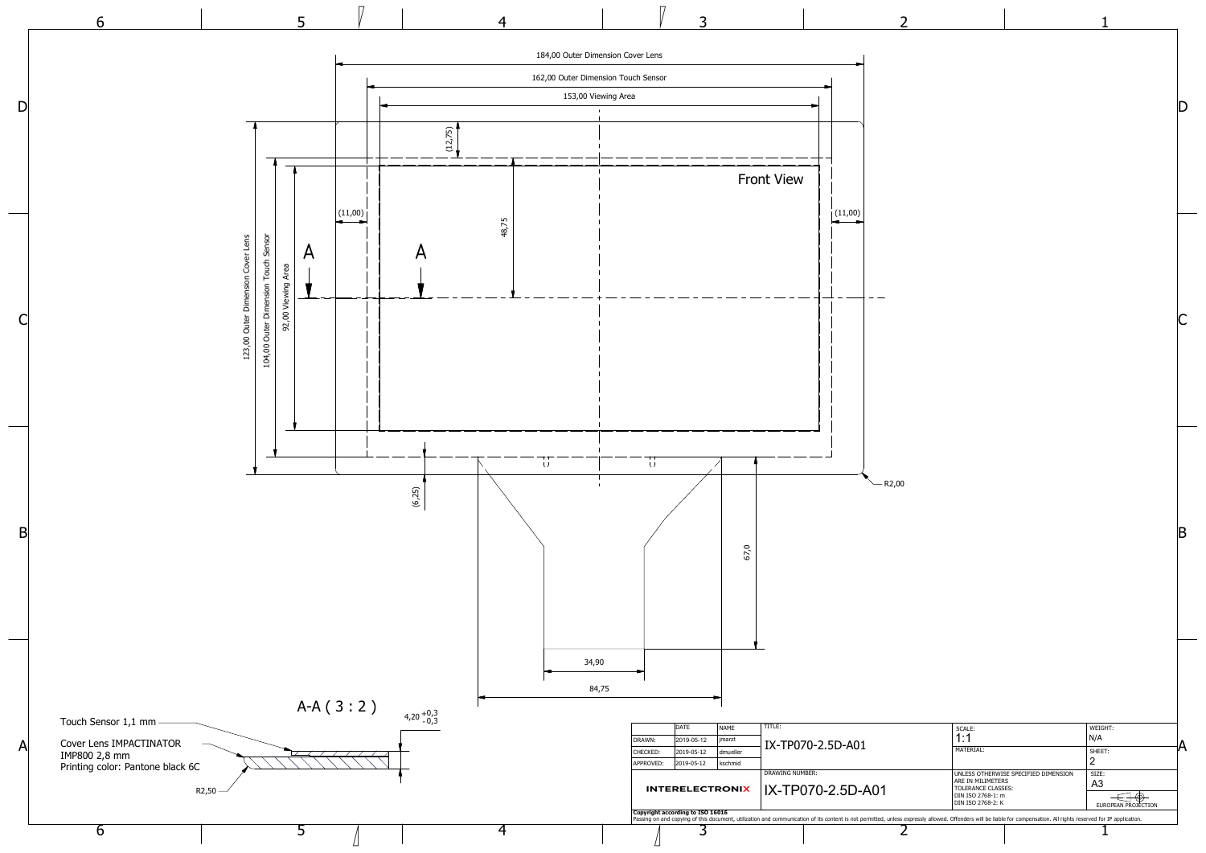184,00 Outer Dimension Cover Lens

162,00 Outer Dimension Touch Sensor

153,00 Viewing Area

(12,75)

Front View

(11,00)

(11,00)

48,75

A

A

123,00 Outer Dimension Cover Lens

104,00 Outer Dimension Touch Sensor

92,00 Viewing Area

(6,25)

R2,00

67,0

34,90

84,75

A-A ( 3 : 2 )

$4{,}20^{+0{,}3}_{-0{,}3}$

Touch Sensor 1,1 mm

Cover Lens IMPACTINATOR
IMP800 2,8 mm
Printing color: Pantone black 6C

R2,50

| | DATE | NAME | TITLE: | SCALE: | WEIGHT: |
|---|---|---|---|---|---|
| DRAWN: | 2019-05-12 | jmarzt | IX-TP070-2.5D-A01 | 1:1 | N/A |
| CHECKED: | 2019-05-12 | dmueller | | MATERIAL: | SHEET: 2 |
| APPROVED: | 2019-05-12 | kschmid | | | |
| INTERELECTRONIX | | | DRAWING NUMBER: IX-TP070-2.5D-A01 | UNLESS OTHERWISE SPECIFIED DIMENSION ARE IN MILIMETERS TOLERANCE CLASSES: DIN ISO 2768-1: m DIN ISO 2768-2: K | SIZE: A3 EUROPEAN PROJECTION |

Copyright according to ISO 16016
Passing on and copying of this document, utilization and communication of its content is not permitted, unless expressly allowed. Offenders will be liable for compensation. All rights reserved for IP application.